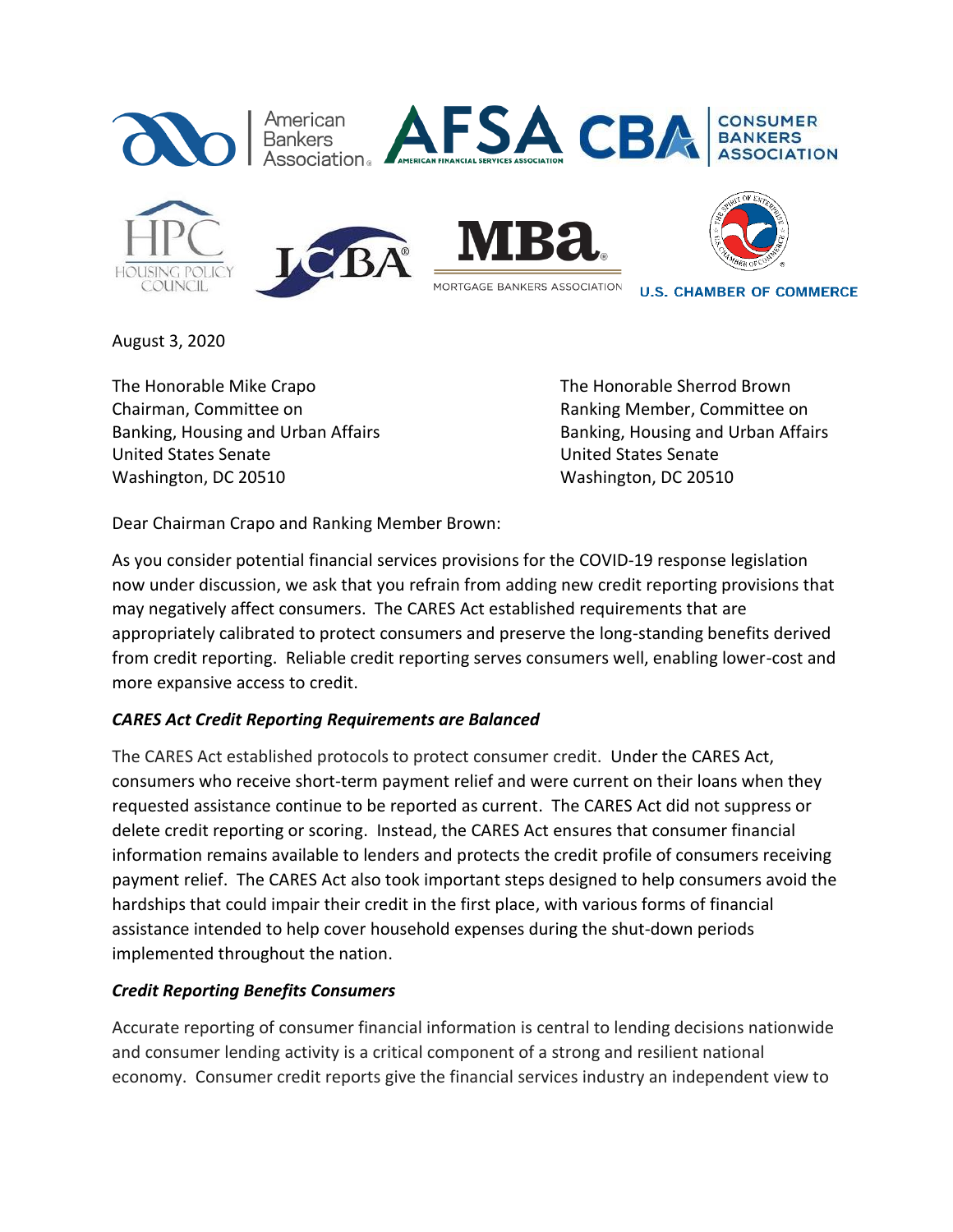American Bankers Association | AFSA American Financial Services Association | CBA Consumer Bankers Association | HPC Housing Policy Council | ICBA | MBA Mortgage Bankers Association | U.S. Chamber of Commerce

August 3, 2020

The Honorable Mike Crapo
Chairman, Committee on
Banking, Housing and Urban Affairs
United States Senate
Washington, DC 20510

The Honorable Sherrod Brown
Ranking Member, Committee on
Banking, Housing and Urban Affairs
United States Senate
Washington, DC 20510

Dear Chairman Crapo and Ranking Member Brown:

As you consider potential financial services provisions for the COVID-19 response legislation now under discussion, we ask that you refrain from adding new credit reporting provisions that may negatively affect consumers. The CARES Act established requirements that are appropriately calibrated to protect consumers and preserve the long-standing benefits derived from credit reporting. Reliable credit reporting serves consumers well, enabling lower-cost and more expansive access to credit.

***CARES Act Credit Reporting Requirements are Balanced***

The CARES Act established protocols to protect consumer credit. Under the CARES Act, consumers who receive short-term payment relief and were current on their loans when they requested assistance continue to be reported as current. The CARES Act did not suppress or delete credit reporting or scoring. Instead, the CARES Act ensures that consumer financial information remains available to lenders and protects the credit profile of consumers receiving payment relief. The CARES Act also took important steps designed to help consumers avoid the hardships that could impair their credit in the first place, with various forms of financial assistance intended to help cover household expenses during the shut-down periods implemented throughout the nation.

***Credit Reporting Benefits Consumers***

Accurate reporting of consumer financial information is central to lending decisions nationwide and consumer lending activity is a critical component of a strong and resilient national economy. Consumer credit reports give the financial services industry an independent view to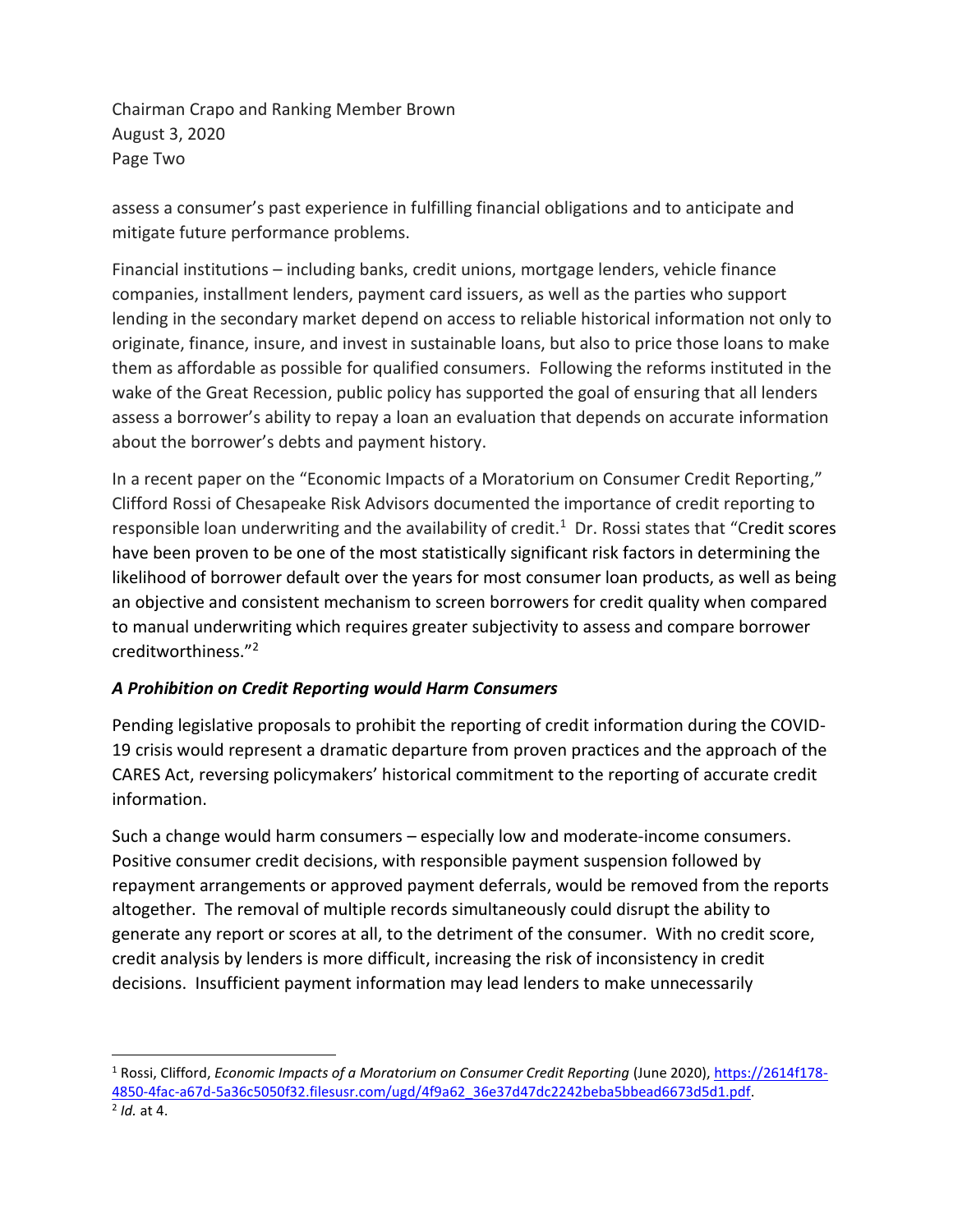assess a consumer's past experience in fulfilling financial obligations and to anticipate and mitigate future performance problems.

Financial institutions – including banks, credit unions, mortgage lenders, vehicle finance companies, installment lenders, payment card issuers, as well as the parties who support lending in the secondary market depend on access to reliable historical information not only to originate, finance, insure, and invest in sustainable loans, but also to price those loans to make them as affordable as possible for qualified consumers. Following the reforms instituted in the wake of the Great Recession, public policy has supported the goal of ensuring that all lenders assess a borrower's ability to repay a loan an evaluation that depends on accurate information about the borrower's debts and payment history.

In a recent paper on the "Economic Impacts of a Moratorium on Consumer Credit Reporting," Clifford Rossi of Chesapeake Risk Advisors documented the importance of credit reporting to responsible loan underwriting and the availability of credit.[1] Dr. Rossi states that "Credit scores have been proven to be one of the most statistically significant risk factors in determining the likelihood of borrower default over the years for most consumer loan products, as well as being an objective and consistent mechanism to screen borrowers for credit quality when compared to manual underwriting which requires greater subjectivity to assess and compare borrower creditworthiness."[2]

***A Prohibition on Credit Reporting would Harm Consumers***

Pending legislative proposals to prohibit the reporting of credit information during the COVID-19 crisis would represent a dramatic departure from proven practices and the approach of the CARES Act, reversing policymakers' historical commitment to the reporting of accurate credit information.

Such a change would harm consumers – especially low and moderate-income consumers. Positive consumer credit decisions, with responsible payment suspension followed by repayment arrangements or approved payment deferrals, would be removed from the reports altogether. The removal of multiple records simultaneously could disrupt the ability to generate any report or scores at all, to the detriment of the consumer. With no credit score, credit analysis by lenders is more difficult, increasing the risk of inconsistency in credit decisions. Insufficient payment information may lead lenders to make unnecessarily

---

[1] Rossi, Clifford, *Economic Impacts of a Moratorium on Consumer Credit Reporting* (June 2020), https://2614f178-4850-4fac-a67d-5a36c5050f32.filesusr.com/ugd/4f9a62_36e37d47dc2242beba5bbead6673d5d1.pdf.

[2] *Id.* at 4.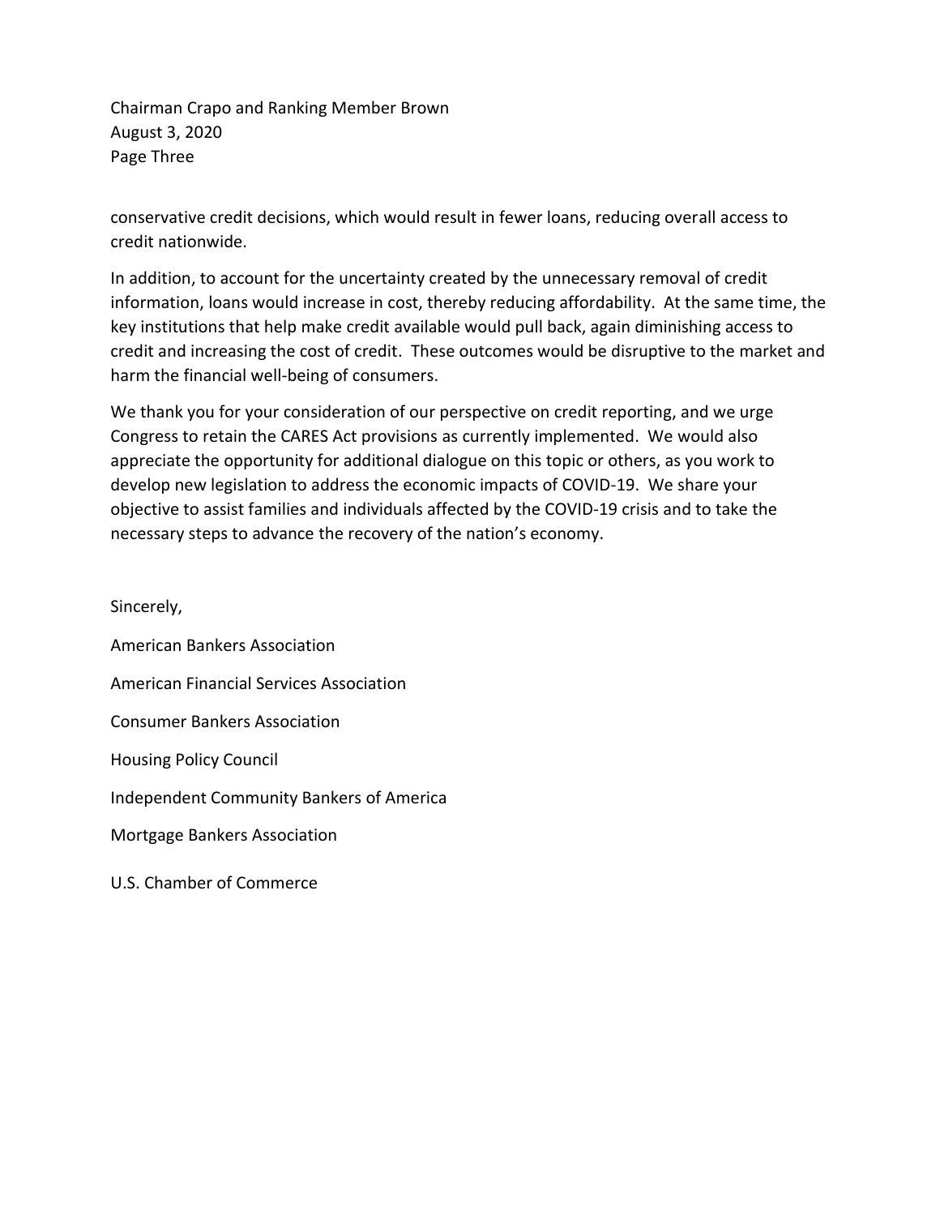conservative credit decisions, which would result in fewer loans, reducing overall access to credit nationwide.

In addition, to account for the uncertainty created by the unnecessary removal of credit information, loans would increase in cost, thereby reducing affordability. At the same time, the key institutions that help make credit available would pull back, again diminishing access to credit and increasing the cost of credit. These outcomes would be disruptive to the market and harm the financial well-being of consumers.

We thank you for your consideration of our perspective on credit reporting, and we urge Congress to retain the CARES Act provisions as currently implemented. We would also appreciate the opportunity for additional dialogue on this topic or others, as you work to develop new legislation to address the economic impacts of COVID-19. We share your objective to assist families and individuals affected by the COVID-19 crisis and to take the necessary steps to advance the recovery of the nation's economy.

Sincerely,

American Bankers Association

American Financial Services Association

Consumer Bankers Association

Housing Policy Council

Independent Community Bankers of America

Mortgage Bankers Association

U.S. Chamber of Commerce